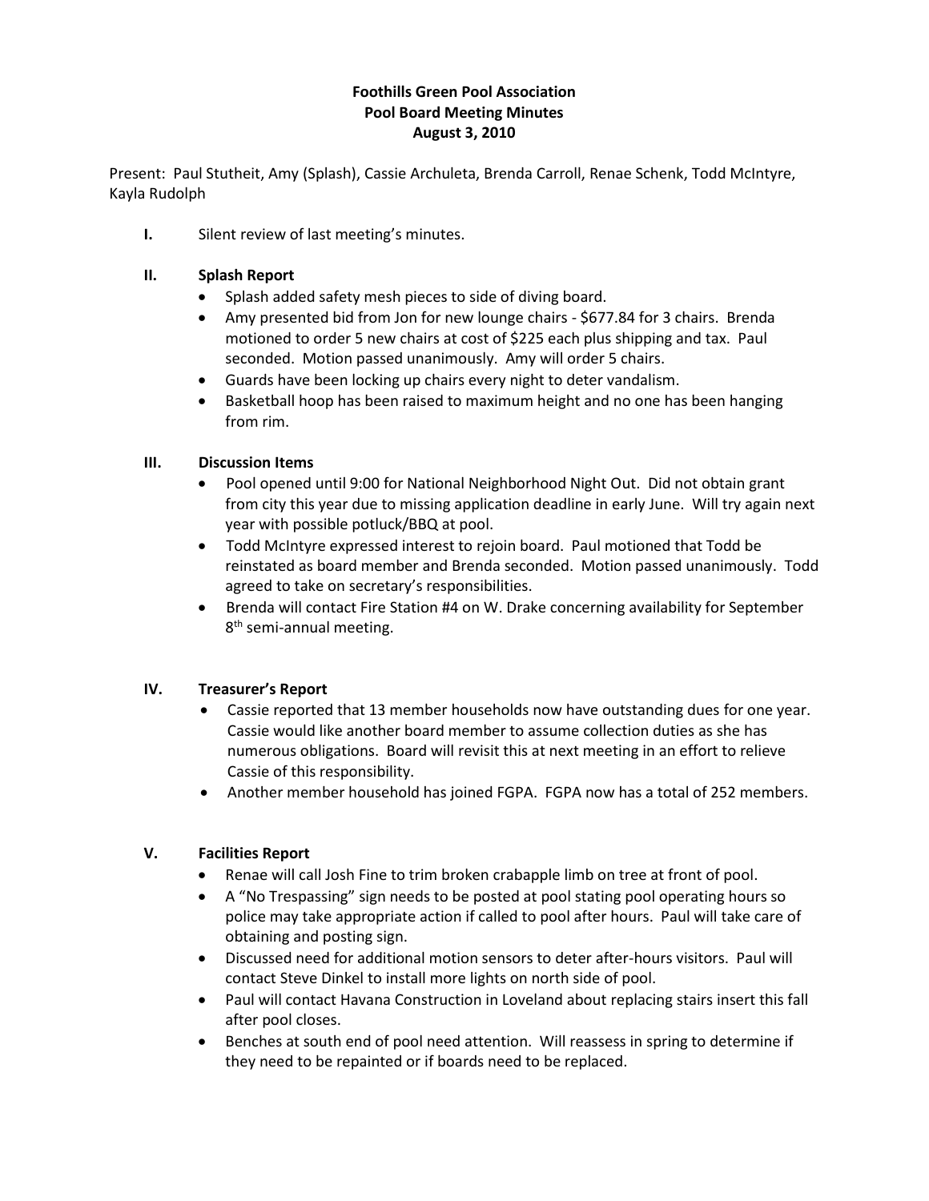**Foothills Green Pool Association**
**Pool Board Meeting Minutes**
**August 3, 2010**

Present: Paul Stutheit, Amy (Splash), Cassie Archuleta, Brenda Carroll, Renae Schenk, Todd McIntyre, Kayla Rudolph

**I.** Silent review of last meeting's minutes.

**II. Splash Report**

- Splash added safety mesh pieces to side of diving board.
- Amy presented bid from Jon for new lounge chairs - $677.84 for 3 chairs. Brenda motioned to order 5 new chairs at cost of $225 each plus shipping and tax. Paul seconded. Motion passed unanimously. Amy will order 5 chairs.
- Guards have been locking up chairs every night to deter vandalism.
- Basketball hoop has been raised to maximum height and no one has been hanging from rim.

**III. Discussion Items**

- Pool opened until 9:00 for National Neighborhood Night Out. Did not obtain grant from city this year due to missing application deadline in early June. Will try again next year with possible potluck/BBQ at pool.
- Todd McIntyre expressed interest to rejoin board. Paul motioned that Todd be reinstated as board member and Brenda seconded. Motion passed unanimously. Todd agreed to take on secretary's responsibilities.
- Brenda will contact Fire Station #4 on W. Drake concerning availability for September 8th semi-annual meeting.

**IV. Treasurer's Report**

- Cassie reported that 13 member households now have outstanding dues for one year. Cassie would like another board member to assume collection duties as she has numerous obligations. Board will revisit this at next meeting in an effort to relieve Cassie of this responsibility.
- Another member household has joined FGPA. FGPA now has a total of 252 members.

**V. Facilities Report**

- Renae will call Josh Fine to trim broken crabapple limb on tree at front of pool.
- A "No Trespassing" sign needs to be posted at pool stating pool operating hours so police may take appropriate action if called to pool after hours. Paul will take care of obtaining and posting sign.
- Discussed need for additional motion sensors to deter after-hours visitors. Paul will contact Steve Dinkel to install more lights on north side of pool.
- Paul will contact Havana Construction in Loveland about replacing stairs insert this fall after pool closes.
- Benches at south end of pool need attention. Will reassess in spring to determine if they need to be repainted or if boards need to be replaced.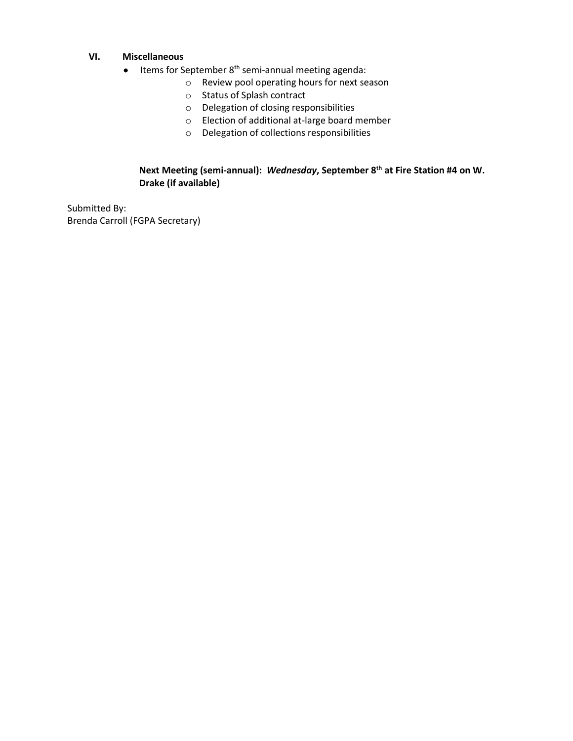## VI. Miscellaneous

- Items for September 8th semi-annual meeting agenda:
  - Review pool operating hours for next season
  - Status of Splash contract
  - Delegation of closing responsibilities
  - Election of additional at-large board member
  - Delegation of collections responsibilities

**Next Meeting (semi-annual): *Wednesday*, September 8th at Fire Station #4 on W. Drake (if available)**

Submitted By:
Brenda Carroll (FGPA Secretary)